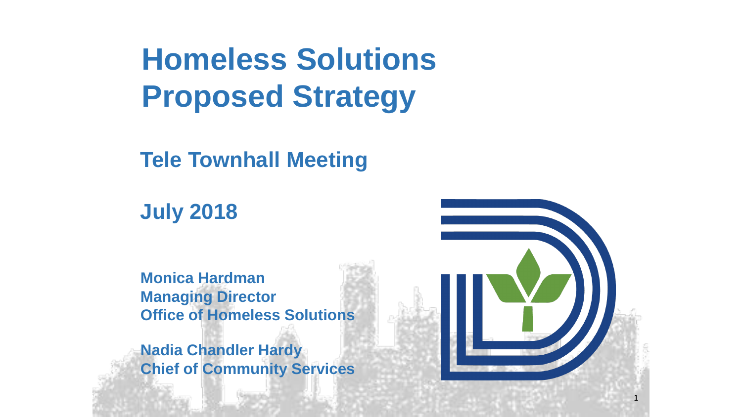# Homeless Solutions Proposed Strategy

## Tele Townhall Meeting

## July 2018

**Monica Hardman**
**Managing Director**
**Office of Homeless Solutions**

**Nadia Chandler Hardy**
**Chief of Community Services**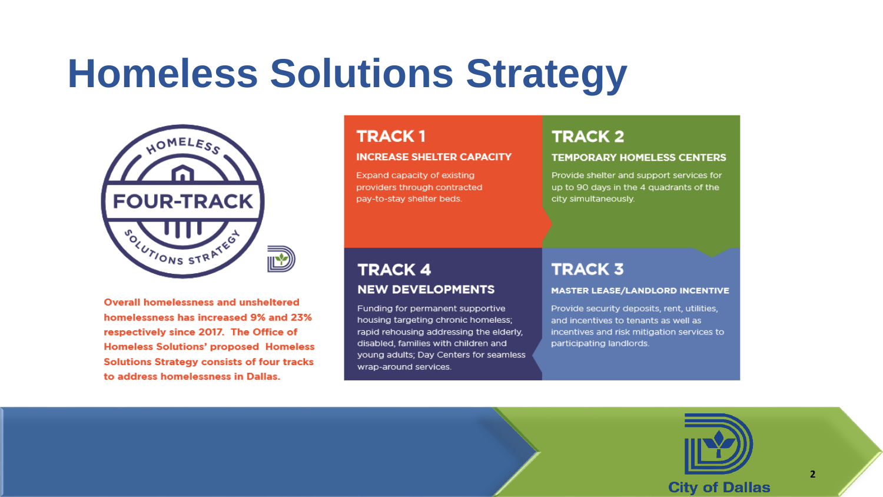# Homeless Solutions Strategy

HOMELESS FOUR-TRACK SOLUTIONS STRATEGY

**Overall homelessness and unsheltered homelessness has increased 9% and 23% respectively since 2017. The Office of Homeless Solutions' proposed Homeless Solutions Strategy consists of four tracks to address homelessness in Dallas.**

## TRACK 1

### INCREASE SHELTER CAPACITY

Expand capacity of existing providers through contracted pay-to-stay shelter beds.

## TRACK 2

### TEMPORARY HOMELESS CENTERS

Provide shelter and support services for up to 90 days in the 4 quadrants of the city simultaneously.

## TRACK 3

### MASTER LEASE/LANDLORD INCENTIVE

Provide security deposits, rent, utilities, and incentives to tenants as well as incentives and risk mitigation services to participating landlords.

## TRACK 4

### NEW DEVELOPMENTS

Funding for permanent supportive housing targeting chronic homeless; rapid rehousing addressing the elderly, disabled, families with children and young adults; Day Centers for seamless wrap-around services.

City of Dallas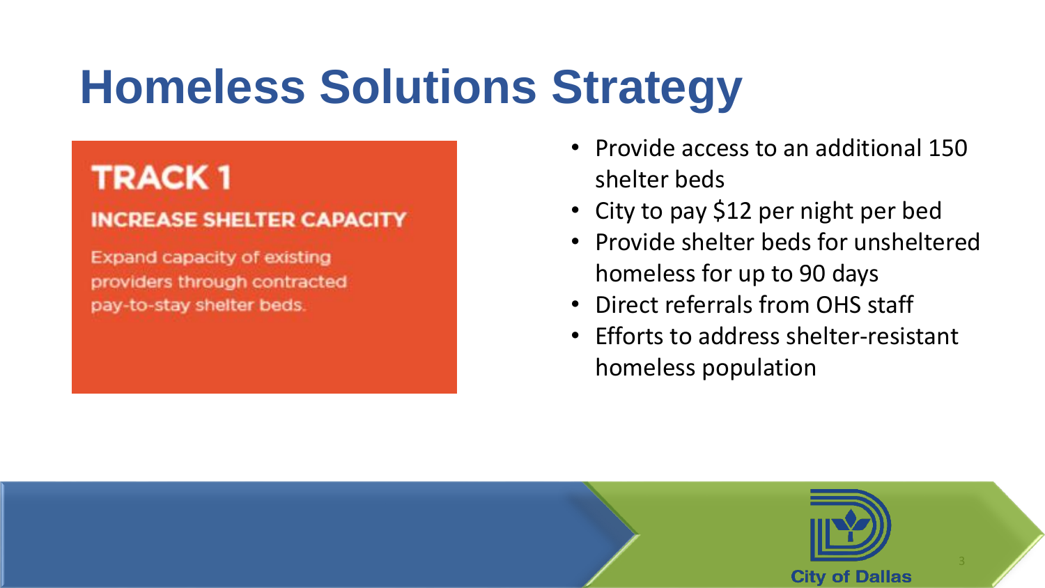# Homeless Solutions Strategy

## TRACK 1

### INCREASE SHELTER CAPACITY

Expand capacity of existing providers through contracted pay-to-stay shelter beds.

- Provide access to an additional 150 shelter beds
- City to pay $12 per night per bed
- Provide shelter beds for unsheltered homeless for up to 90 days
- Direct referrals from OHS staff
- Efforts to address shelter-resistant homeless population

City of Dallas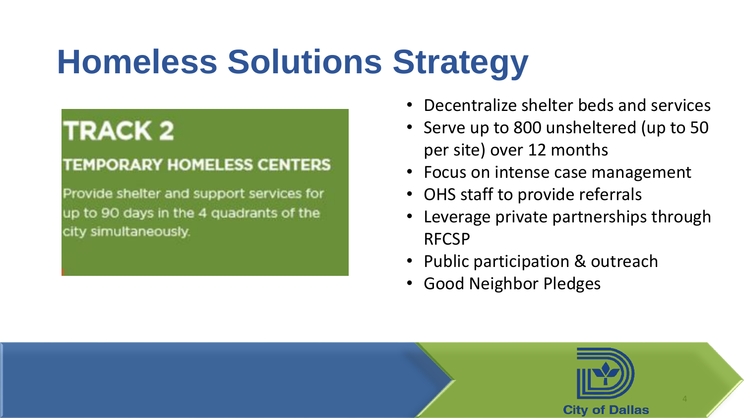# Homeless Solutions Strategy

## TRACK 2

### TEMPORARY HOMELESS CENTERS

Provide shelter and support services for up to 90 days in the 4 quadrants of the city simultaneously.

- Decentralize shelter beds and services
- Serve up to 800 unsheltered (up to 50 per site) over 12 months
- Focus on intense case management
- OHS staff to provide referrals
- Leverage private partnerships through RFCSP
- Public participation & outreach
- Good Neighbor Pledges

City of Dallas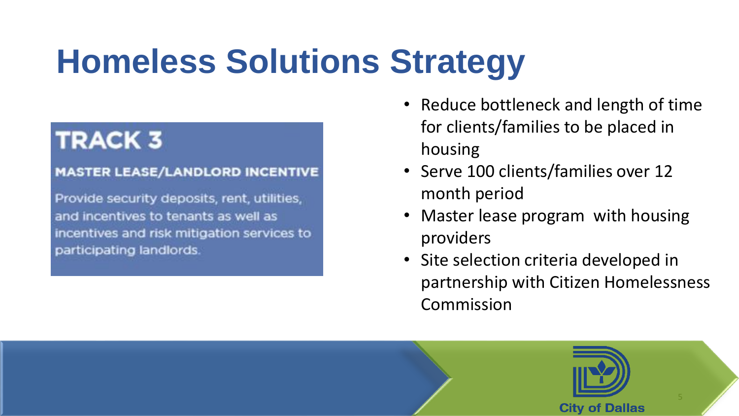# Homeless Solutions Strategy

## TRACK 3

**MASTER LEASE/LANDLORD INCENTIVE**

Provide security deposits, rent, utilities, and incentives to tenants as well as incentives and risk mitigation services to participating landlords.

- Reduce bottleneck and length of time for clients/families to be placed in housing
- Serve 100 clients/families over 12 month period
- Master lease program with housing providers
- Site selection criteria developed in partnership with Citizen Homelessness Commission

City of Dallas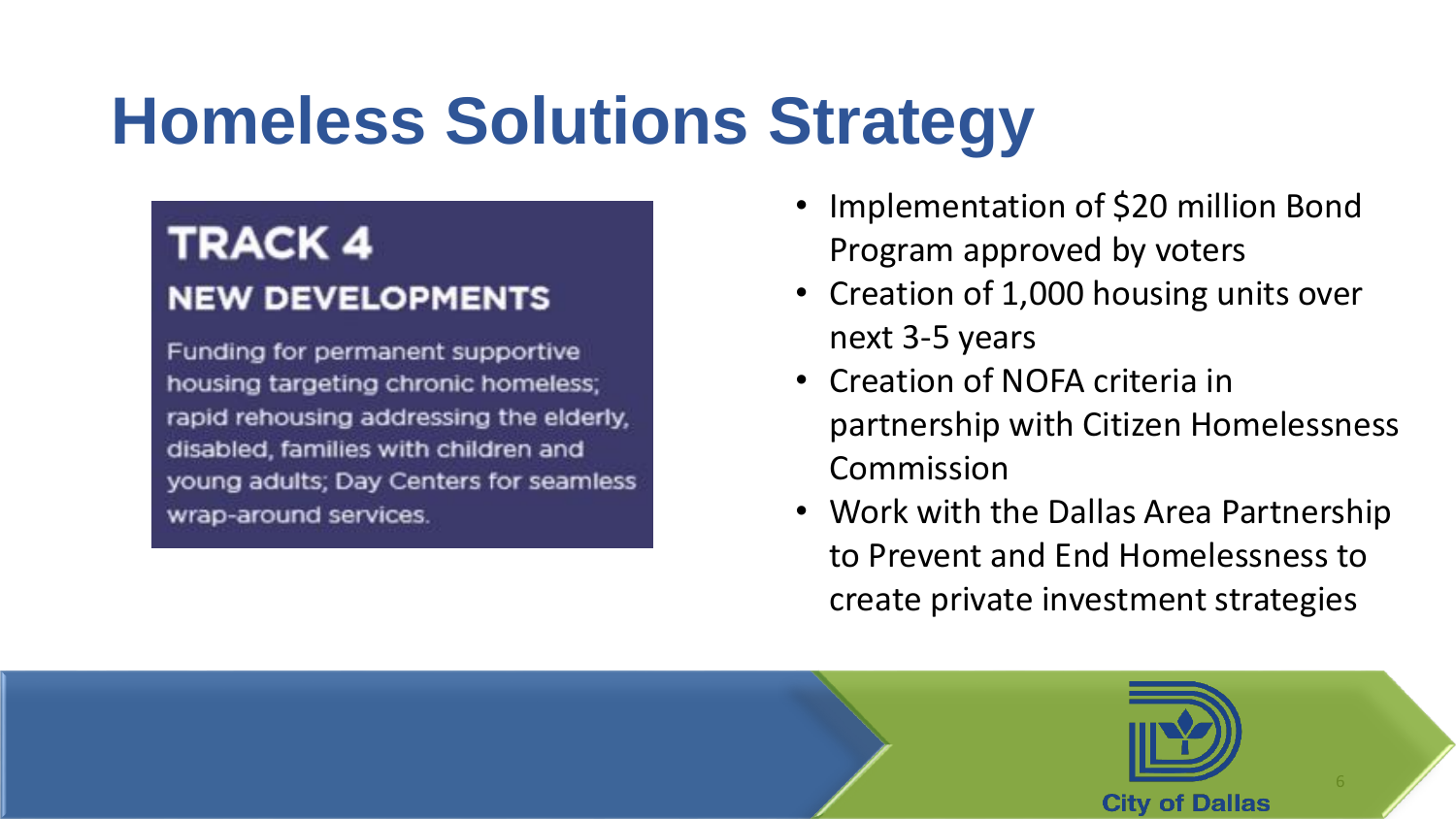# Homeless Solutions Strategy

## TRACK 4

### NEW DEVELOPMENTS

Funding for permanent supportive housing targeting chronic homeless; rapid rehousing addressing the elderly, disabled, families with children and young adults; Day Centers for seamless wrap-around services.

- Implementation of $20 million Bond Program approved by voters
- Creation of 1,000 housing units over next 3-5 years
- Creation of NOFA criteria in partnership with Citizen Homelessness Commission
- Work with the Dallas Area Partnership to Prevent and End Homelessness to create private investment strategies

City of Dallas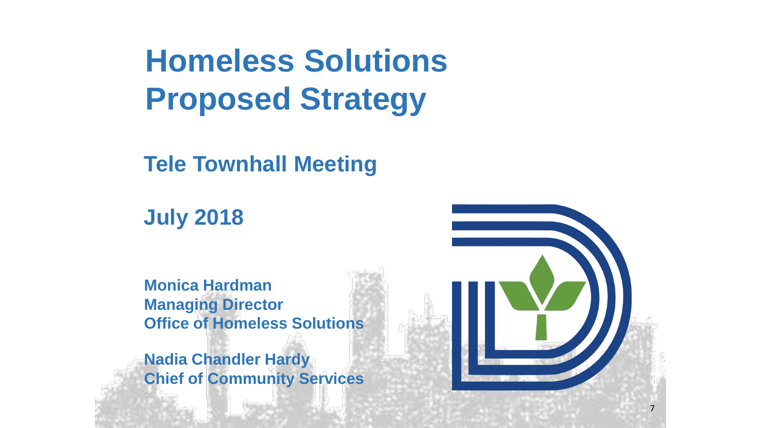# Homeless Solutions Proposed Strategy

## Tele Townhall Meeting

## July 2018

**Monica Hardman**
**Managing Director**
**Office of Homeless Solutions**

**Nadia Chandler Hardy**
**Chief of Community Services**